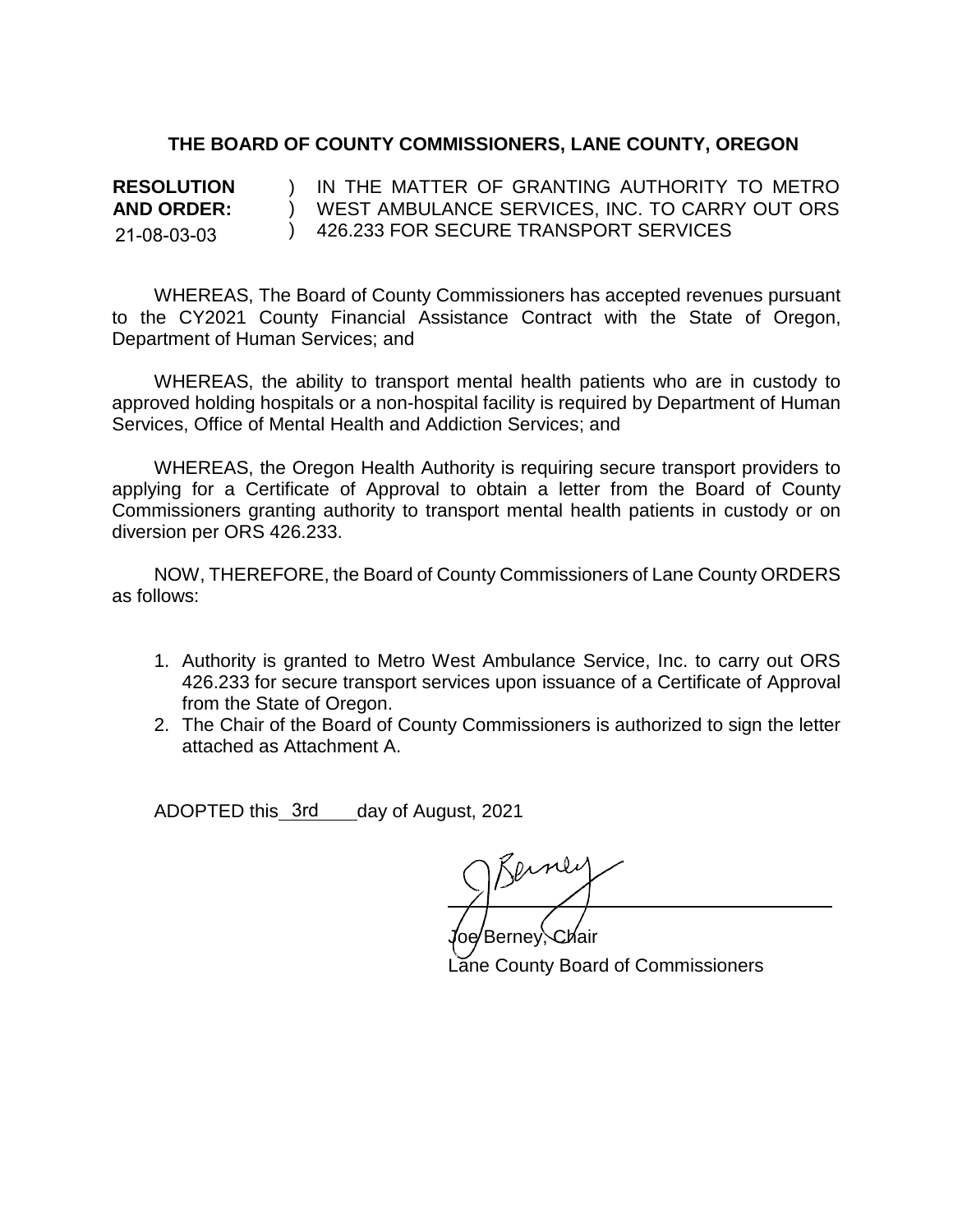**THE BOARD OF COUNTY COMMISSIONERS, LANE COUNTY, OREGON**

| | | |
|---|---|---|
| **RESOLUTION** | ) | IN THE MATTER OF GRANTING AUTHORITY TO METRO |
| **AND ORDER:** | ) | WEST AMBULANCE SERVICES, INC. TO CARRY OUT ORS |
| 21-08-03-03 | ) | 426.233 FOR SECURE TRANSPORT SERVICES |

WHEREAS, The Board of County Commissioners has accepted revenues pursuant to the CY2021 County Financial Assistance Contract with the State of Oregon, Department of Human Services; and

WHEREAS, the ability to transport mental health patients who are in custody to approved holding hospitals or a non-hospital facility is required by Department of Human Services, Office of Mental Health and Addiction Services; and

WHEREAS, the Oregon Health Authority is requiring secure transport providers to applying for a Certificate of Approval to obtain a letter from the Board of County Commissioners granting authority to transport mental health patients in custody or on diversion per ORS 426.233.

NOW, THEREFORE, the Board of County Commissioners of Lane County ORDERS as follows:

1. Authority is granted to Metro West Ambulance Service, Inc. to carry out ORS 426.233 for secure transport services upon issuance of a Certificate of Approval from the State of Oregon.
2. The Chair of the Board of County Commissioners is authorized to sign the letter attached as Attachment A.

ADOPTED this 3rd day of August, 2021

Joe Berney, Chair
Lane County Board of Commissioners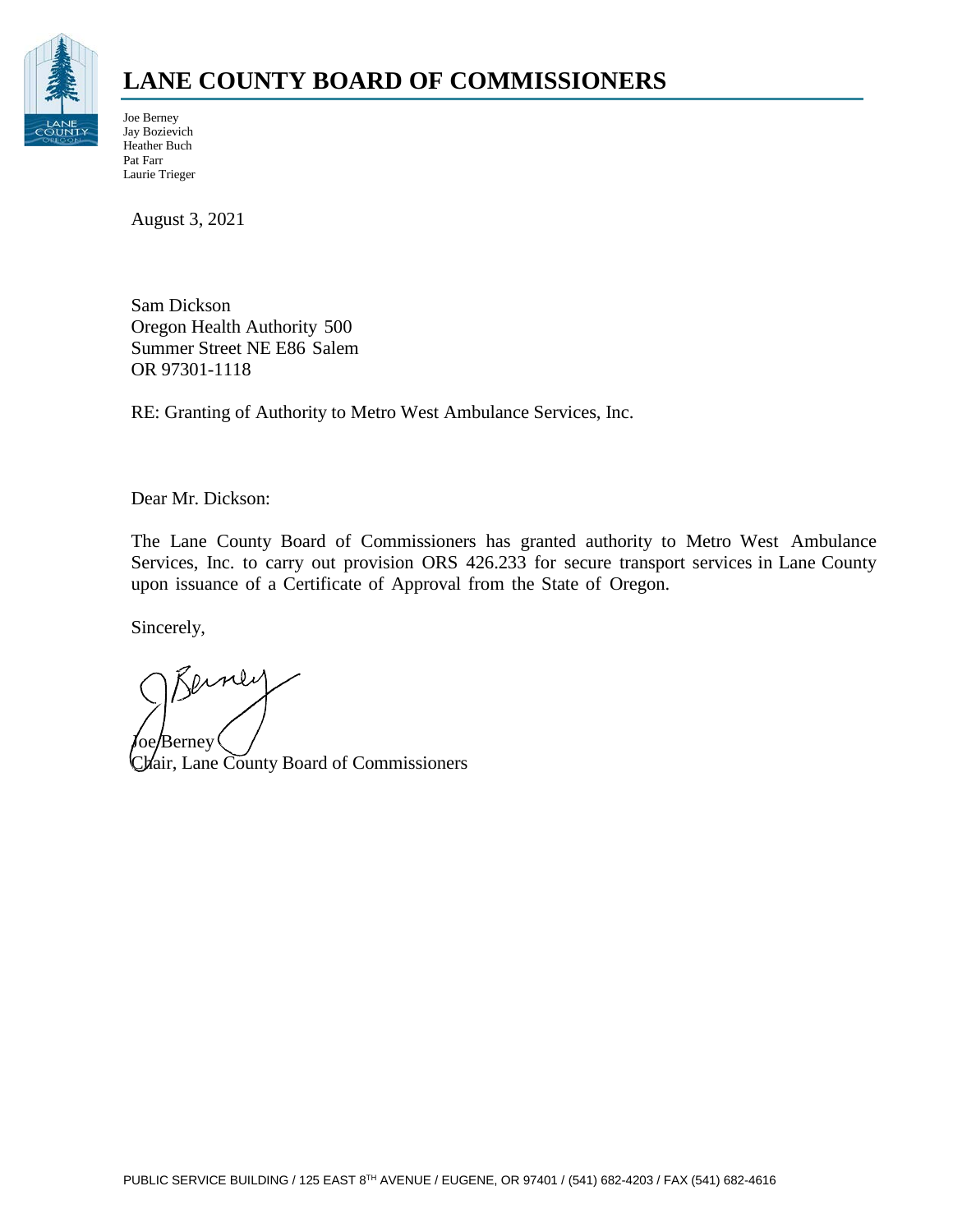# LANE COUNTY BOARD OF COMMISSIONERS

Joe Berney
Jay Bozievich
Heather Buch
Pat Farr
Laurie Trieger

August 3, 2021

Sam Dickson
Oregon Health Authority 500
Summer Street NE E86 Salem
OR 97301-1118

RE: Granting of Authority to Metro West Ambulance Services, Inc.

Dear Mr. Dickson:

The Lane County Board of Commissioners has granted authority to Metro West Ambulance Services, Inc. to carry out provision ORS 426.233 for secure transport services in Lane County upon issuance of a Certificate of Approval from the State of Oregon.

Sincerely,

Joe Berney
Chair, Lane County Board of Commissioners

PUBLIC SERVICE BUILDING / 125 EAST 8TH AVENUE / EUGENE, OR 97401 / (541) 682-4203 / FAX (541) 682-4616